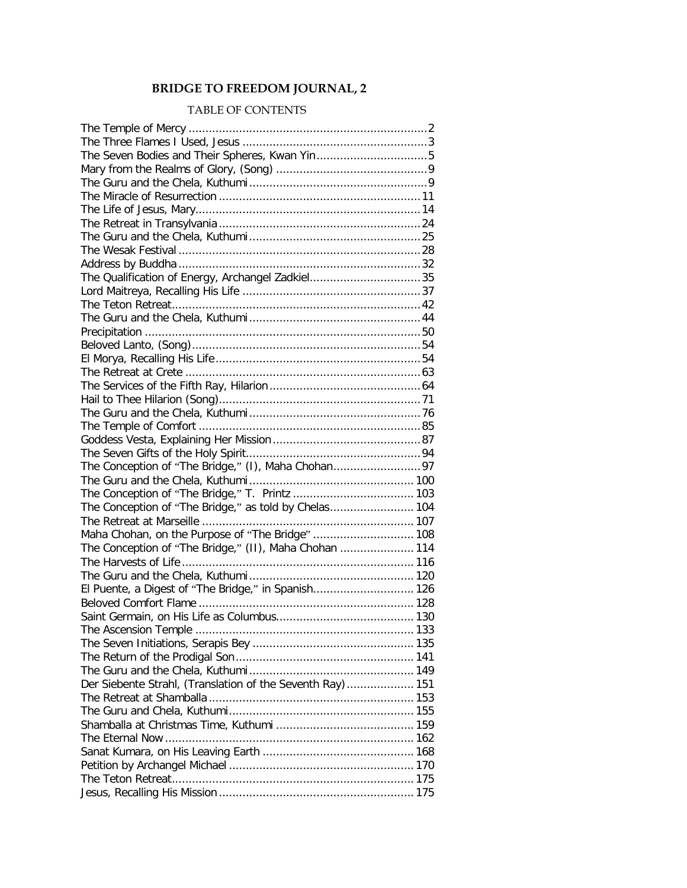# BRIDGE TO FREEDOM JOURNAL, 2

## TABLE OF CONTENTS

| | |
|---|---|
| The Temple of Mercy | 2 |
| The Three Flames I Used, Jesus | 3 |
| The Seven Bodies and Their Spheres, Kwan Yin | 5 |
| Mary from the Realms of Glory, (Song) | 9 |
| The Guru and the Chela, Kuthumi | 9 |
| The Miracle of Resurrection | 11 |
| The Life of Jesus, Mary | 14 |
| The Retreat in Transylvania | 24 |
| The Guru and the Chela, Kuthumi | 25 |
| The Wesak Festival | 28 |
| Address by Buddha | 32 |
| The Qualification of Energy, Archangel Zadkiel | 35 |
| Lord Maitreya, Recalling His Life | 37 |
| The Teton Retreat | 42 |
| The Guru and the Chela, Kuthumi | 44 |
| Precipitation | 50 |
| Beloved Lanto, (Song) | 54 |
| El Morya, Recalling His Life | 54 |
| The Retreat at Crete | 63 |
| The Services of the Fifth Ray, Hilarion | 64 |
| Hail to Thee Hilarion (Song) | 71 |
| The Guru and the Chela, Kuthumi | 76 |
| The Temple of Comfort | 85 |
| Goddess Vesta, Explaining Her Mission | 87 |
| The Seven Gifts of the Holy Spirit | 94 |
| The Conception of "The Bridge," (I), Maha Chohan | 97 |
| The Guru and the Chela, Kuthumi | 100 |
| The Conception of "The Bridge," T. Printz | 103 |
| The Conception of "The Bridge," as told by Chelas | 104 |
| The Retreat at Marseille | 107 |
| Maha Chohan, on the Purpose of "The Bridge" | 108 |
| The Conception of "The Bridge," (II), Maha Chohan | 114 |
| The Harvests of Life | 116 |
| The Guru and the Chela, Kuthumi | 120 |
| El Puente, a Digest of "The Bridge," in Spanish | 126 |
| Beloved Comfort Flame | 128 |
| Saint Germain, on His Life as Columbus | 130 |
| The Ascension Temple | 133 |
| The Seven Initiations, Serapis Bey | 135 |
| The Return of the Prodigal Son | 141 |
| The Guru and the Chela, Kuthumi | 149 |
| Der Siebente Strahl, (Translation of the Seventh Ray) | 151 |
| The Retreat at Shamballa | 153 |
| The Guru and Chela, Kuthumi | 155 |
| Shamballa at Christmas Time, Kuthumi | 159 |
| The Eternal Now | 162 |
| Sanat Kumara, on His Leaving Earth | 168 |
| Petition by Archangel Michael | 170 |
| The Teton Retreat | 175 |
| Jesus, Recalling His Mission | 175 |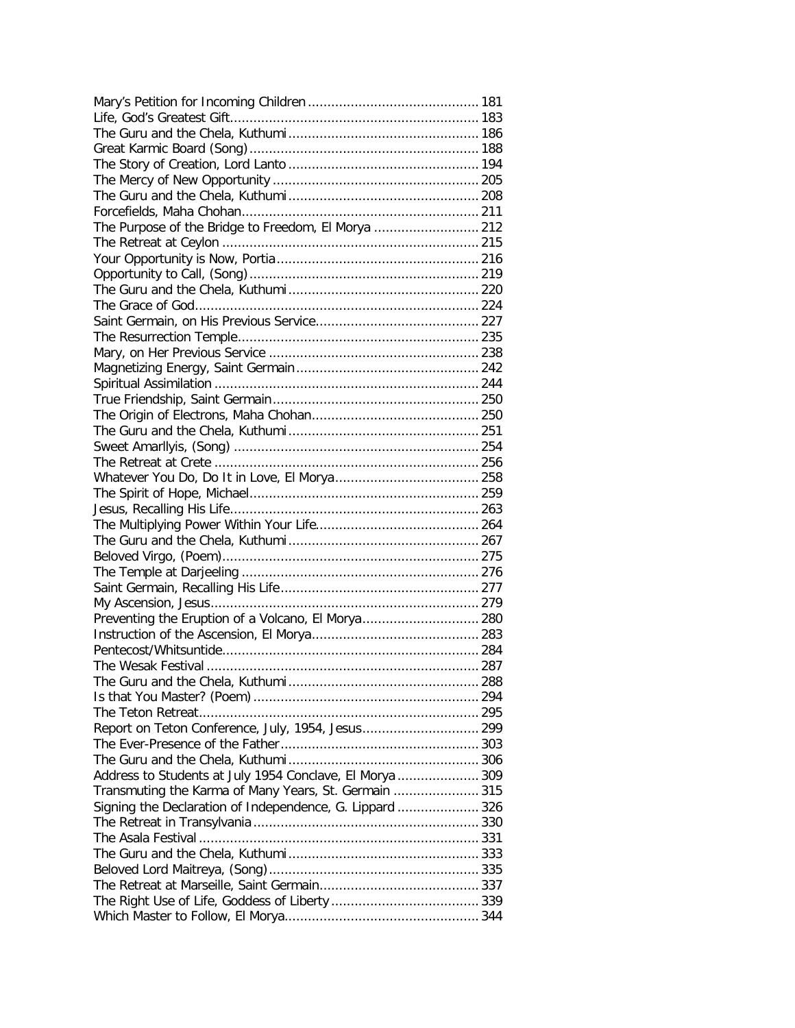Mary's Petition for Incoming Children ........................................... 181
Life, God's Greatest Gift............................................................... 183
The Guru and the Chela, Kuthumi ................................................ 186
Great Karmic Board (Song).......................................................... 188
The Story of Creation, Lord Lanto ................................................ 194
The Mercy of New Opportunity .................................................... 205
The Guru and the Chela, Kuthumi ................................................ 208
Forcefields, Maha Chohan............................................................ 211
The Purpose of the Bridge to Freedom, El Morya .......................... 212
The Retreat at Ceylon ................................................................. 215
Your Opportunity is Now, Portia................................................... 216
Opportunity to Call, (Song).......................................................... 219
The Guru and the Chela, Kuthumi ................................................ 220
The Grace of God........................................................................ 224
Saint Germain, on His Previous Service......................................... 227
The Resurrection Temple............................................................. 235
Mary, on Her Previous Service ..................................................... 238
Magnetizing Energy, Saint Germain.............................................. 242
Spiritual Assimilation ................................................................... 244
True Friendship, Saint Germain.................................................... 250
The Origin of Electrons, Maha Chohan.......................................... 250
The Guru and the Chela, Kuthumi ................................................ 251
Sweet Amarllyis, (Song) .............................................................. 254
The Retreat at Crete ................................................................... 256
Whatever You Do, Do It in Love, El Morya.................................... 258
The Spirit of Hope, Michael.......................................................... 259
Jesus, Recalling His Life............................................................... 263
The Multiplying Power Within Your Life......................................... 264
The Guru and the Chela, Kuthumi ................................................ 267
Beloved Virgo, (Poem)................................................................. 275
The Temple at Darjeeling ............................................................ 276
Saint Germain, Recalling His Life.................................................. 277
My Ascension, Jesus.................................................................... 279
Preventing the Eruption of a Volcano, El Morya............................. 280
Instruction of the Ascension, El Morya.......................................... 283
Pentecost/Whitsuntide................................................................. 284
The Wesak Festival ..................................................................... 287
The Guru and the Chela, Kuthumi ................................................ 288
Is that You Master? (Poem) .......................................................... 294
The Teton Retreat....................................................................... 295
Report on Teton Conference, July, 1954, Jesus............................. 299
The Ever-Presence of the Father.................................................. 303
The Guru and the Chela, Kuthumi ................................................ 306
Address to Students at July 1954 Conclave, El Morya .................... 309
Transmuting the Karma of Many Years, St. Germain ...................... 315
Signing the Declaration of Independence, G. Lippard ..................... 326
The Retreat in Transylvania......................................................... 330
The Asala Festival ....................................................................... 331
The Guru and the Chela, Kuthumi ................................................ 333
Beloved Lord Maitreya, (Song)...................................................... 335
The Retreat at Marseille, Saint Germain......................................... 337
The Right Use of Life, Goddess of Liberty ...................................... 339
Which Master to Follow, El Morya................................................. 344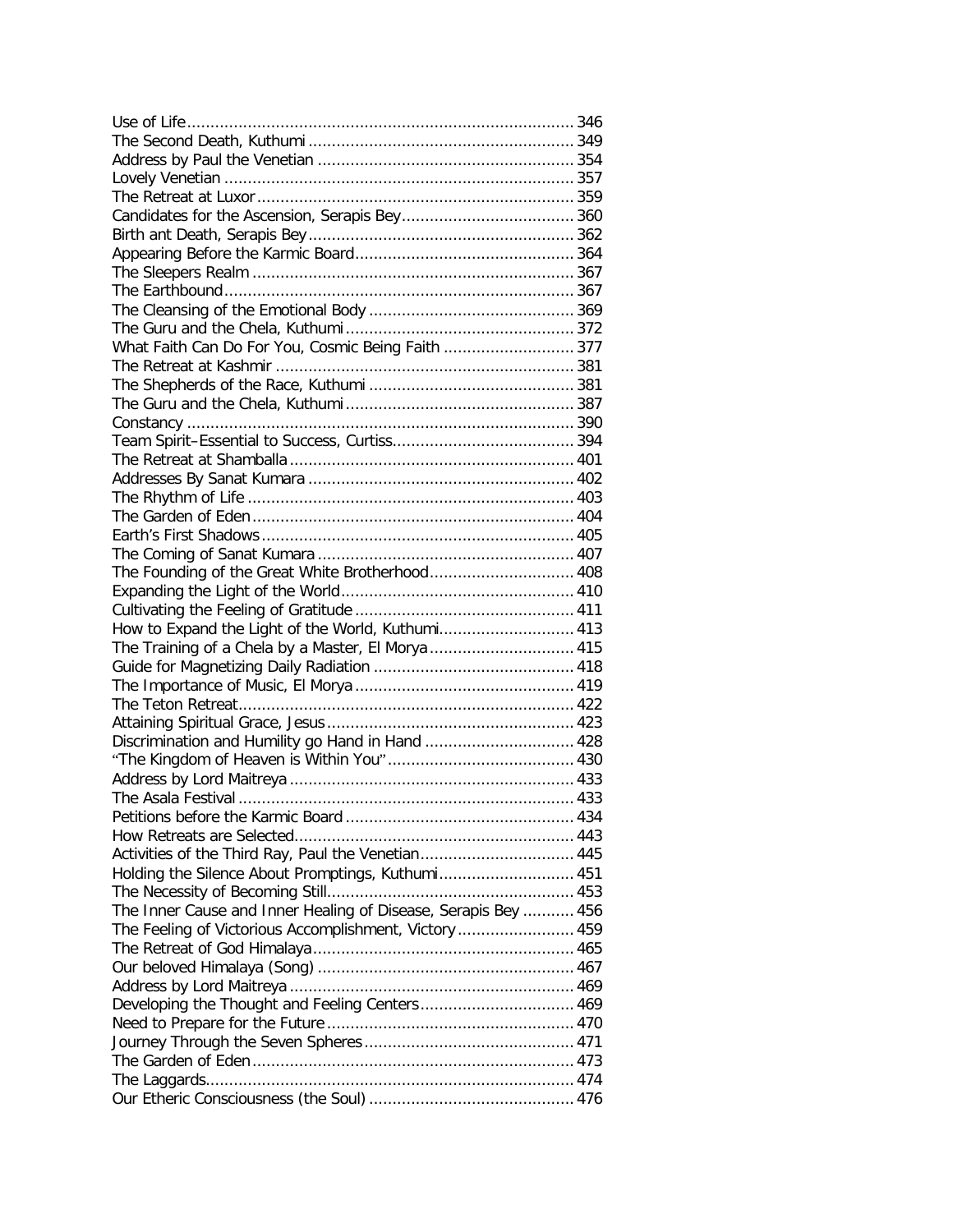Use of Life.................................................................................... 346
The Second Death, Kuthumi ......................................................... 349
Address by Paul the Venetian ....................................................... 354
Lovely Venetian ........................................................................... 357
The Retreat at Luxor.................................................................... 359
Candidates for the Ascension, Serapis Bey..................................... 360
Birth ant Death, Serapis Bey......................................................... 362
Appearing Before the Karmic Board............................................... 364
The Sleepers Realm ..................................................................... 367
The Earthbound........................................................................... 367
The Cleansing of the Emotional Body ............................................ 369
The Guru and the Chela, Kuthumi................................................. 372
What Faith Can Do For You, Cosmic Being Faith ............................ 377
The Retreat at Kashmir ................................................................ 381
The Shepherds of the Race, Kuthumi ............................................ 381
The Guru and the Chela, Kuthumi................................................. 387
Constancy ................................................................................... 390
Team Spirit–Essential to Success, Curtiss....................................... 394
The Retreat at Shamballa............................................................. 401
Addresses By Sanat Kumara ......................................................... 402
The Rhythm of Life ...................................................................... 403
The Garden of Eden..................................................................... 404
Earth's First Shadows................................................................... 405
The Coming of Sanat Kumara ....................................................... 407
The Founding of the Great White Brotherhood............................... 408
Expanding the Light of the World.................................................. 410
Cultivating the Feeling of Gratitude ............................................... 411
How to Expand the Light of the World, Kuthumi............................. 413
The Training of a Chela by a Master, El Morya............................... 415
Guide for Magnetizing Daily Radiation ........................................... 418
The Importance of Music, El Morya ............................................... 419
The Teton Retreat........................................................................ 422
Attaining Spiritual Grace, Jesus..................................................... 423
Discrimination and Humility go Hand in Hand ................................ 428
"The Kingdom of Heaven is Within You"........................................ 430
Address by Lord Maitreya ............................................................ 433
The Asala Festival ........................................................................ 433
Petitions before the Karmic Board ................................................. 434
How Retreats are Selected............................................................ 443
Activities of the Third Ray, Paul the Venetian................................. 445
Holding the Silence About Promptings, Kuthumi............................. 451
The Necessity of Becoming Still..................................................... 453
The Inner Cause and Inner Healing of Disease, Serapis Bey ........... 456
The Feeling of Victorious Accomplishment, Victory......................... 459
The Retreat of God Himalaya........................................................ 465
Our beloved Himalaya (Song) ....................................................... 467
Address by Lord Maitreya ............................................................ 469
Developing the Thought and Feeling Centers................................. 469
Need to Prepare for the Future..................................................... 470
Journey Through the Seven Spheres............................................. 471
The Garden of Eden..................................................................... 473
The Laggards............................................................................... 474
Our Etheric Consciousness (the Soul) ............................................ 476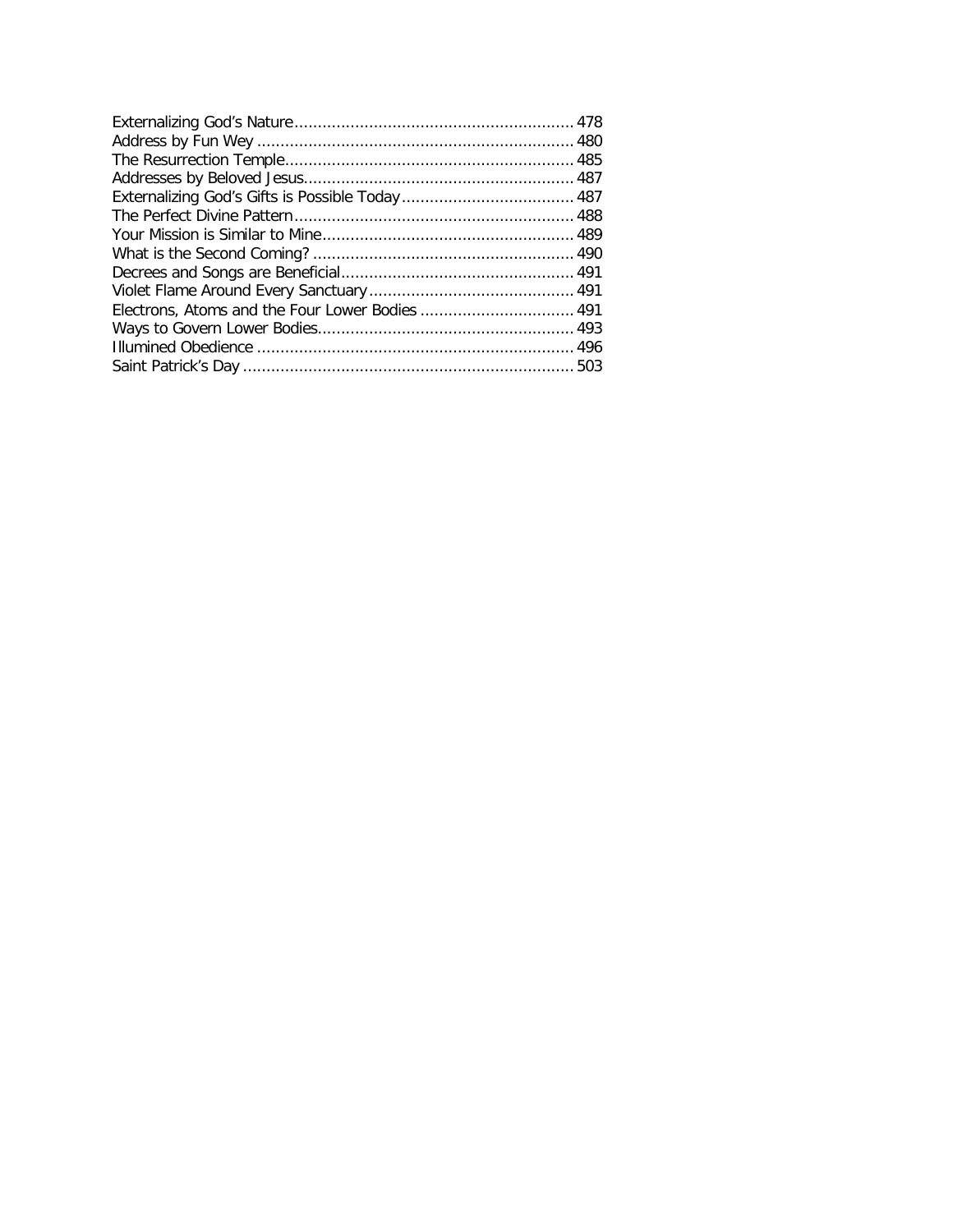Externalizing God's Nature ........................................................... 478
Address by Fun Wey ................................................................... 480
The Resurrection Temple.............................................................. 485
Addresses by Beloved Jesus.......................................................... 487
Externalizing God's Gifts is Possible Today ..................................... 487
The Perfect Divine Pattern............................................................ 488
Your Mission is Similar to Mine...................................................... 489
What is the Second Coming? ........................................................ 490
Decrees and Songs are Beneficial................................................. 491
Violet Flame Around Every Sanctuary ............................................ 491
Electrons, Atoms and the Four Lower Bodies ................................. 491
Ways to Govern Lower Bodies...................................................... 493
Illumined Obedience ................................................................... 496
Saint Patrick's Day ..................................................................... 503